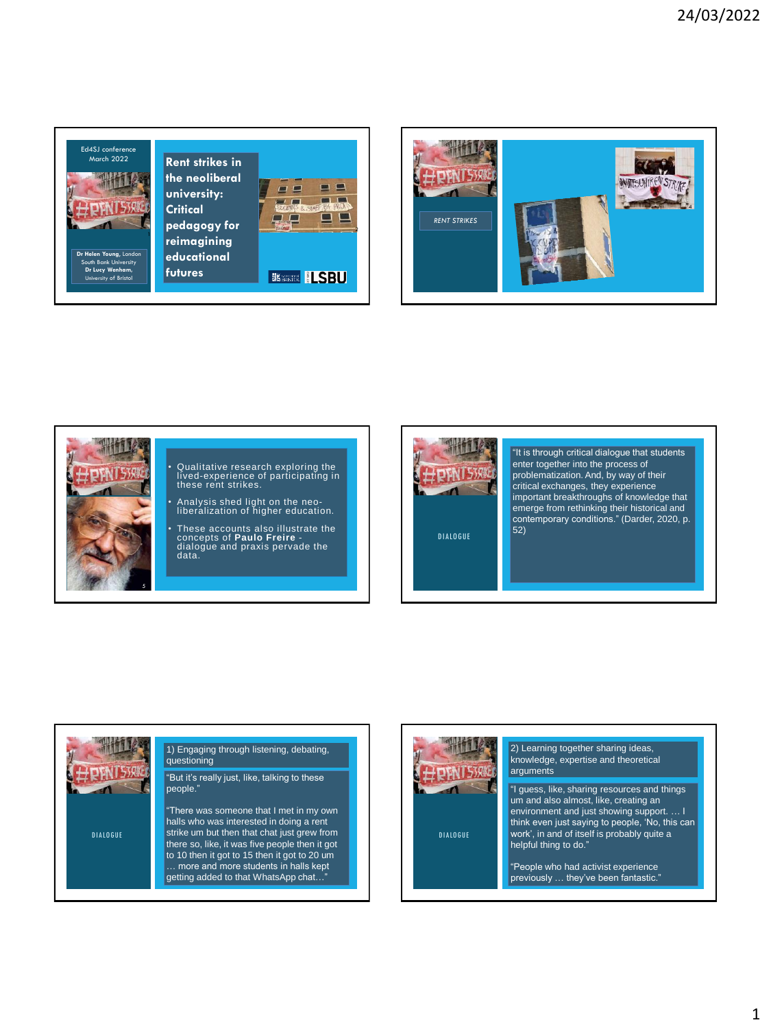Ed4SJ conference
March 2022

# Rent strikes in the neoliberal university: Critical pedagogy for reimagining educational futures

**Dr Helen Young**, London South Bank University
**Dr Lucy Wenham**, University of Bristol

---

*RENT STRIKES*

---

- Qualitative research exploring the lived-experience of participating in these rent strikes.
- Analysis shed light on the neo-liberalization of higher education.
- These accounts also illustrate the concepts of **Paulo Freire** - dialogue and praxis pervade the data.

---

DIALOGUE

"It is through critical dialogue that students enter together into the process of problematization. And, by way of their critical exchanges, they experience important breakthroughs of knowledge that emerge from rethinking their historical and contemporary conditions." (Darder, 2020, p. 52)

---

DIALOGUE

1) Engaging through listening, debating, questioning

"But it's really just, like, talking to these people."

"There was someone that I met in my own halls who was interested in doing a rent strike um but then that chat just grew from there so, like, it was five people then it got to 10 then it got to 15 then it got to 20 um … more and more students in halls kept getting added to that WhatsApp chat…"

---

DIALOGUE

2) Learning together sharing ideas, knowledge, expertise and theoretical arguments

"I guess, like, sharing resources and things um and also almost, like, creating an environment and just showing support. … I think even just saying to people, 'No, this can work', in and of itself is probably quite a helpful thing to do."

"People who had activist experience previously … they've been fantastic."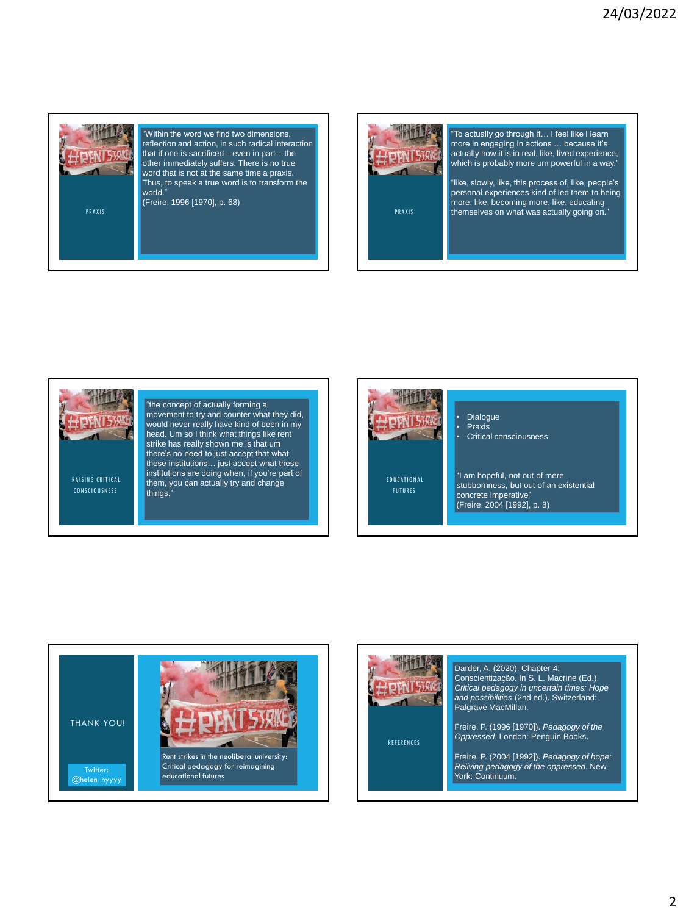## PRAXIS

"Within the word we find two dimensions, reflection and action, in such radical interaction that if one is sacrificed – even in part – the other immediately suffers. There is no true word that is not at the same time a praxis. Thus, to speak a true word is to transform the world."
(Freire, 1996 [1970], p. 68)

## PRAXIS

"To actually go through it… I feel like I learn more in engaging in actions … because it's actually how it is in real, like, lived experience, which is probably more um powerful in a way."

"like, slowly, like, this process of, like, people's personal experiences kind of led them to being more, like, becoming more, like, educating themselves on what was actually going on."

## RAISING CRITICAL CONSCIOUSNESS

"the concept of actually forming a movement to try and counter what they did, would never really have kind of been in my head. Um so I think what things like rent strike has really shown me is that um there's no need to just accept that what these institutions… just accept what these institutions are doing when, if you're part of them, you can actually try and change things."

## EDUCATIONAL FUTURES

- Dialogue
- Praxis
- Critical consciousness

"I am hopeful, not out of mere stubbornness, but out of an existential concrete imperative"
(Freire, 2004 [1992], p. 8)

## THANK YOU!

Twitter: @helen_hyyyy

Rent strikes in the neoliberal university: Critical pedagogy for reimagining educational futures

## REFERENCES

Darder, A. (2020). Chapter 4: Conscientização. In S. L. Macrine (Ed.), *Critical pedagogy in uncertain times: Hope and possibilities* (2nd ed.). Switzerland: Palgrave MacMillan.

Freire, P. (1996 [1970]). *Pedagogy of the Oppressed*. London: Penguin Books.

Freire, P. (2004 [1992]). *Pedagogy of hope: Reliving pedagogy of the oppressed*. New York: Continuum.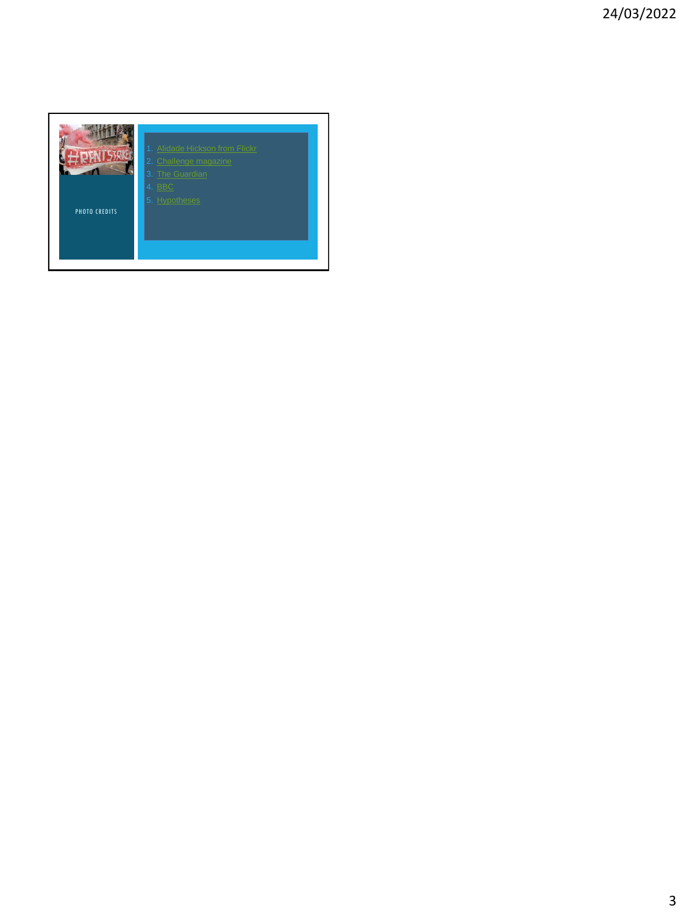PHOTO CREDITS

1. Alidade Hickson from Flickr
2. Challenge magazine
3. The Guardian
4. BBC
5. Hypotheses